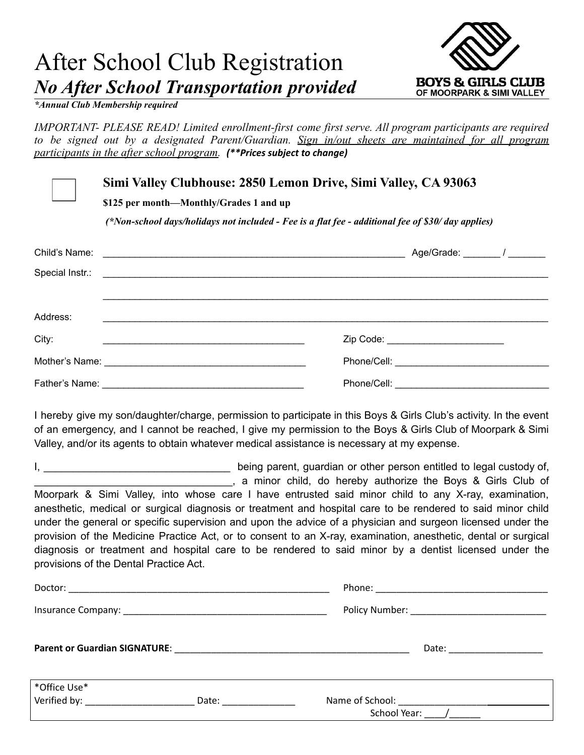# After School Club Registration

***No After School Transportation provided***

**BOYS & GIRLS CLUB**
OF MOORPARK & SIMI VALLEY

***Annual Club Membership required***

*IMPORTANT- PLEASE READ! Limited enrollment-first come first serve. All program participants are required to be signed out by a designated Parent/Guardian. <u>Sign in/out sheets are maintained for all program participants in the after school program.</u>* ***(**Prices subject to change)***

☐ **Simi Valley Clubhouse: 2850 Lemon Drive, Simi Valley, CA 93063**

**$125 per month—Monthly/Grades 1 and up**

***(*Non-school days/holidays not included - Fee is a flat fee - additional fee of $30/ day applies)***

Child's Name: ____________________________________________________________ Age/Grade: _______ / _______

Special Instr.: ________________________________________________________________________________________

________________________________________________________________________________________

Address: ________________________________________________________________________________________

City: ________________________________________ Zip Code: ______________________

Mother's Name: ________________________________________ Phone/Cell: ______________________________

Father's Name: ________________________________________ Phone/Cell: ______________________________

I hereby give my son/daughter/charge, permission to participate in this Boys & Girls Club's activity. In the event of an emergency, and I cannot be reached, I give my permission to the Boys & Girls Club of Moorpark & Simi Valley, and/or its agents to obtain whatever medical assistance is necessary at my expense.

I, _________________________________ being parent, guardian or other person entitled to legal custody of, _________________________________, a minor child, do hereby authorize the Boys & Girls Club of Moorpark & Simi Valley, into whose care I have entrusted said minor child to any X-ray, examination, anesthetic, medical or surgical diagnosis or treatment and hospital care to be rendered to said minor child under the general or specific supervision and upon the advice of a physician and surgeon licensed under the provision of the Medicine Practice Act, or to consent to an X-ray, examination, anesthetic, dental or surgical diagnosis or treatment and hospital care to be rendered to said minor by a dentist licensed under the provisions of the Dental Practice Act.

Doctor: ____________________________________________________ Phone: __________________________________

Insurance Company: ________________________________________ Policy Number: __________________________

**Parent or Guardian SIGNATURE**: ______________________________________________ Date: __________________

*Office Use*
Verified by: _____________________ Date: ______________ Name of School: _____________________________
School Year: ____/______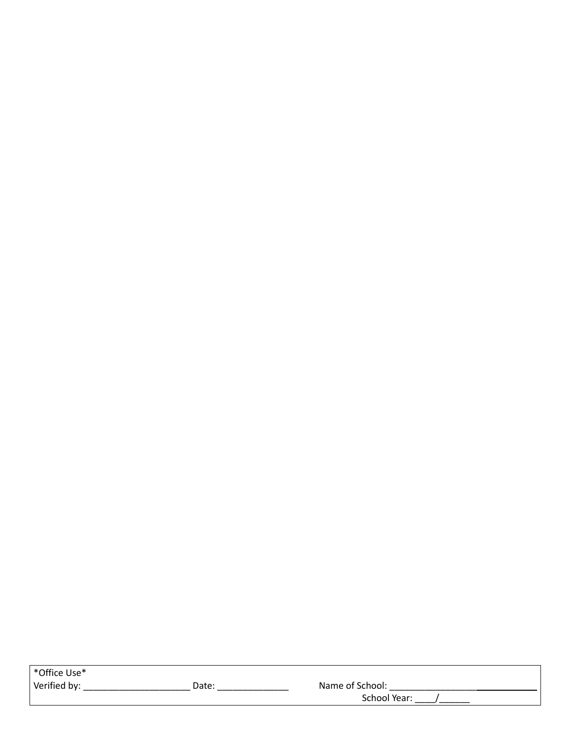*Office Use*
Verified by: _____________________ Date: ______________ Name of School: _____________________________
School Year: ____/______